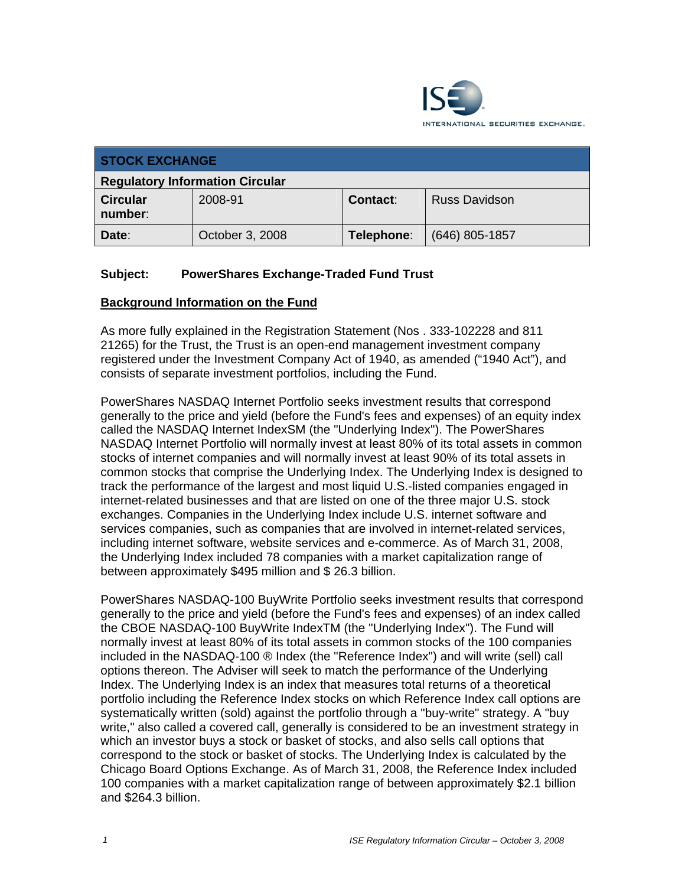ISE INTERNATIONAL SECURITIES EXCHANGE.

| STOCK EXCHANGE | | | |
|---|---|---|---|
| **Regulatory Information Circular** | | | |
| **Circular number:** | 2008-91 | **Contact:** | Russ Davidson |
| **Date:** | October 3, 2008 | **Telephone:** | (646) 805-1857 |

**Subject: PowerShares Exchange-Traded Fund Trust**

**Background Information on the Fund**

As more fully explained in the Registration Statement (Nos . 333-102228 and 811 21265) for the Trust, the Trust is an open-end management investment company registered under the Investment Company Act of 1940, as amended ("1940 Act"), and consists of separate investment portfolios, including the Fund.

PowerShares NASDAQ Internet Portfolio seeks investment results that correspond generally to the price and yield (before the Fund's fees and expenses) of an equity index called the NASDAQ Internet IndexSM (the "Underlying Index"). The PowerShares NASDAQ Internet Portfolio will normally invest at least 80% of its total assets in common stocks of internet companies and will normally invest at least 90% of its total assets in common stocks that comprise the Underlying Index. The Underlying Index is designed to track the performance of the largest and most liquid U.S.-listed companies engaged in internet-related businesses and that are listed on one of the three major U.S. stock exchanges. Companies in the Underlying Index include U.S. internet software and services companies, such as companies that are involved in internet-related services, including internet software, website services and e-commerce. As of March 31, 2008, the Underlying Index included 78 companies with a market capitalization range of between approximately $495 million and $ 26.3 billion.

PowerShares NASDAQ-100 BuyWrite Portfolio seeks investment results that correspond generally to the price and yield (before the Fund's fees and expenses) of an index called the CBOE NASDAQ-100 BuyWrite IndexTM (the "Underlying Index"). The Fund will normally invest at least 80% of its total assets in common stocks of the 100 companies included in the NASDAQ-100 ® Index (the "Reference Index") and will write (sell) call options thereon. The Adviser will seek to match the performance of the Underlying Index. The Underlying Index is an index that measures total returns of a theoretical portfolio including the Reference Index stocks on which Reference Index call options are systematically written (sold) against the portfolio through a "buy-write" strategy. A "buy write," also called a covered call, generally is considered to be an investment strategy in which an investor buys a stock or basket of stocks, and also sells call options that correspond to the stock or basket of stocks. The Underlying Index is calculated by the Chicago Board Options Exchange. As of March 31, 2008, the Reference Index included 100 companies with a market capitalization range of between approximately $2.1 billion and $264.3 billion.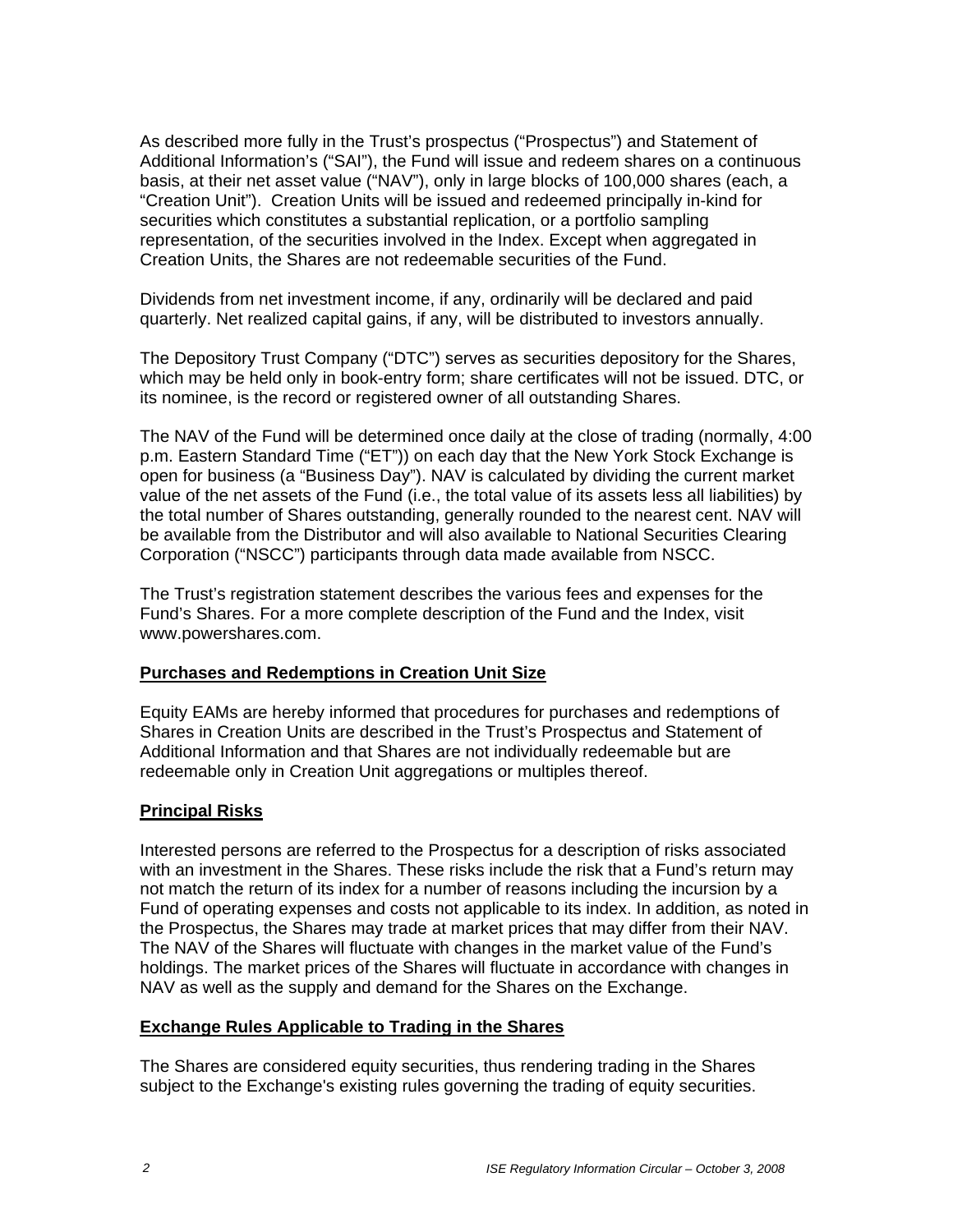As described more fully in the Trust's prospectus ("Prospectus") and Statement of Additional Information's ("SAI"), the Fund will issue and redeem shares on a continuous basis, at their net asset value ("NAV"), only in large blocks of 100,000 shares (each, a "Creation Unit"). Creation Units will be issued and redeemed principally in-kind for securities which constitutes a substantial replication, or a portfolio sampling representation, of the securities involved in the Index. Except when aggregated in Creation Units, the Shares are not redeemable securities of the Fund.

Dividends from net investment income, if any, ordinarily will be declared and paid quarterly. Net realized capital gains, if any, will be distributed to investors annually.

The Depository Trust Company ("DTC") serves as securities depository for the Shares, which may be held only in book-entry form; share certificates will not be issued. DTC, or its nominee, is the record or registered owner of all outstanding Shares.

The NAV of the Fund will be determined once daily at the close of trading (normally, 4:00 p.m. Eastern Standard Time ("ET")) on each day that the New York Stock Exchange is open for business (a "Business Day"). NAV is calculated by dividing the current market value of the net assets of the Fund (i.e., the total value of its assets less all liabilities) by the total number of Shares outstanding, generally rounded to the nearest cent. NAV will be available from the Distributor and will also available to National Securities Clearing Corporation ("NSCC") participants through data made available from NSCC.

The Trust's registration statement describes the various fees and expenses for the Fund's Shares. For a more complete description of the Fund and the Index, visit www.powershares.com.

**Purchases and Redemptions in Creation Unit Size**

Equity EAMs are hereby informed that procedures for purchases and redemptions of Shares in Creation Units are described in the Trust's Prospectus and Statement of Additional Information and that Shares are not individually redeemable but are redeemable only in Creation Unit aggregations or multiples thereof.

**Principal Risks**

Interested persons are referred to the Prospectus for a description of risks associated with an investment in the Shares. These risks include the risk that a Fund's return may not match the return of its index for a number of reasons including the incursion by a Fund of operating expenses and costs not applicable to its index. In addition, as noted in the Prospectus, the Shares may trade at market prices that may differ from their NAV. The NAV of the Shares will fluctuate with changes in the market value of the Fund's holdings. The market prices of the Shares will fluctuate in accordance with changes in NAV as well as the supply and demand for the Shares on the Exchange.

**Exchange Rules Applicable to Trading in the Shares**

The Shares are considered equity securities, thus rendering trading in the Shares subject to the Exchange's existing rules governing the trading of equity securities.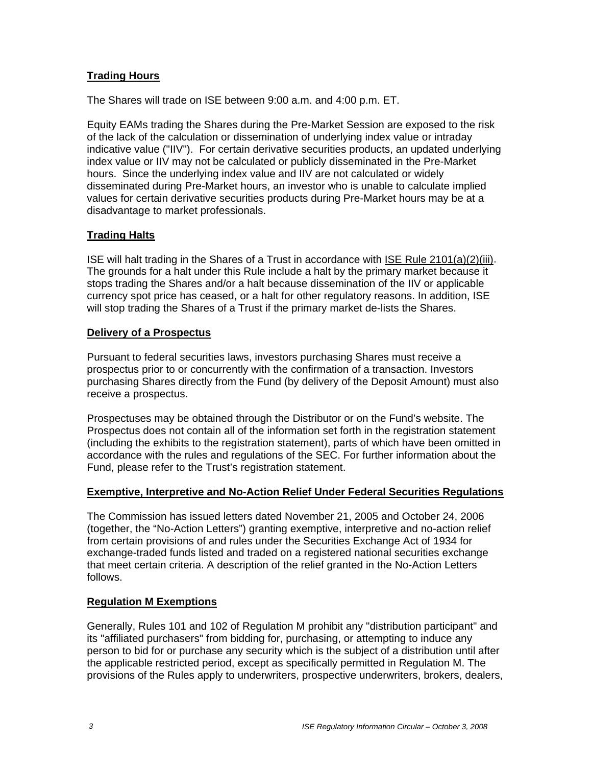**Trading Hours**

The Shares will trade on ISE between 9:00 a.m. and 4:00 p.m. ET.

Equity EAMs trading the Shares during the Pre-Market Session are exposed to the risk of the lack of the calculation or dissemination of underlying index value or intraday indicative value ("IIV"). For certain derivative securities products, an updated underlying index value or IIV may not be calculated or publicly disseminated in the Pre-Market hours. Since the underlying index value and IIV are not calculated or widely disseminated during Pre-Market hours, an investor who is unable to calculate implied values for certain derivative securities products during Pre-Market hours may be at a disadvantage to market professionals.

**Trading Halts**

ISE will halt trading in the Shares of a Trust in accordance with ISE Rule 2101(a)(2)(iii). The grounds for a halt under this Rule include a halt by the primary market because it stops trading the Shares and/or a halt because dissemination of the IIV or applicable currency spot price has ceased, or a halt for other regulatory reasons. In addition, ISE will stop trading the Shares of a Trust if the primary market de-lists the Shares.

**Delivery of a Prospectus**

Pursuant to federal securities laws, investors purchasing Shares must receive a prospectus prior to or concurrently with the confirmation of a transaction. Investors purchasing Shares directly from the Fund (by delivery of the Deposit Amount) must also receive a prospectus.

Prospectuses may be obtained through the Distributor or on the Fund's website. The Prospectus does not contain all of the information set forth in the registration statement (including the exhibits to the registration statement), parts of which have been omitted in accordance with the rules and regulations of the SEC. For further information about the Fund, please refer to the Trust's registration statement.

**Exemptive, Interpretive and No-Action Relief Under Federal Securities Regulations**

The Commission has issued letters dated November 21, 2005 and October 24, 2006 (together, the "No-Action Letters") granting exemptive, interpretive and no-action relief from certain provisions of and rules under the Securities Exchange Act of 1934 for exchange-traded funds listed and traded on a registered national securities exchange that meet certain criteria. A description of the relief granted in the No-Action Letters follows.

**Regulation M Exemptions**

Generally, Rules 101 and 102 of Regulation M prohibit any "distribution participant" and its "affiliated purchasers" from bidding for, purchasing, or attempting to induce any person to bid for or purchase any security which is the subject of a distribution until after the applicable restricted period, except as specifically permitted in Regulation M. The provisions of the Rules apply to underwriters, prospective underwriters, brokers, dealers,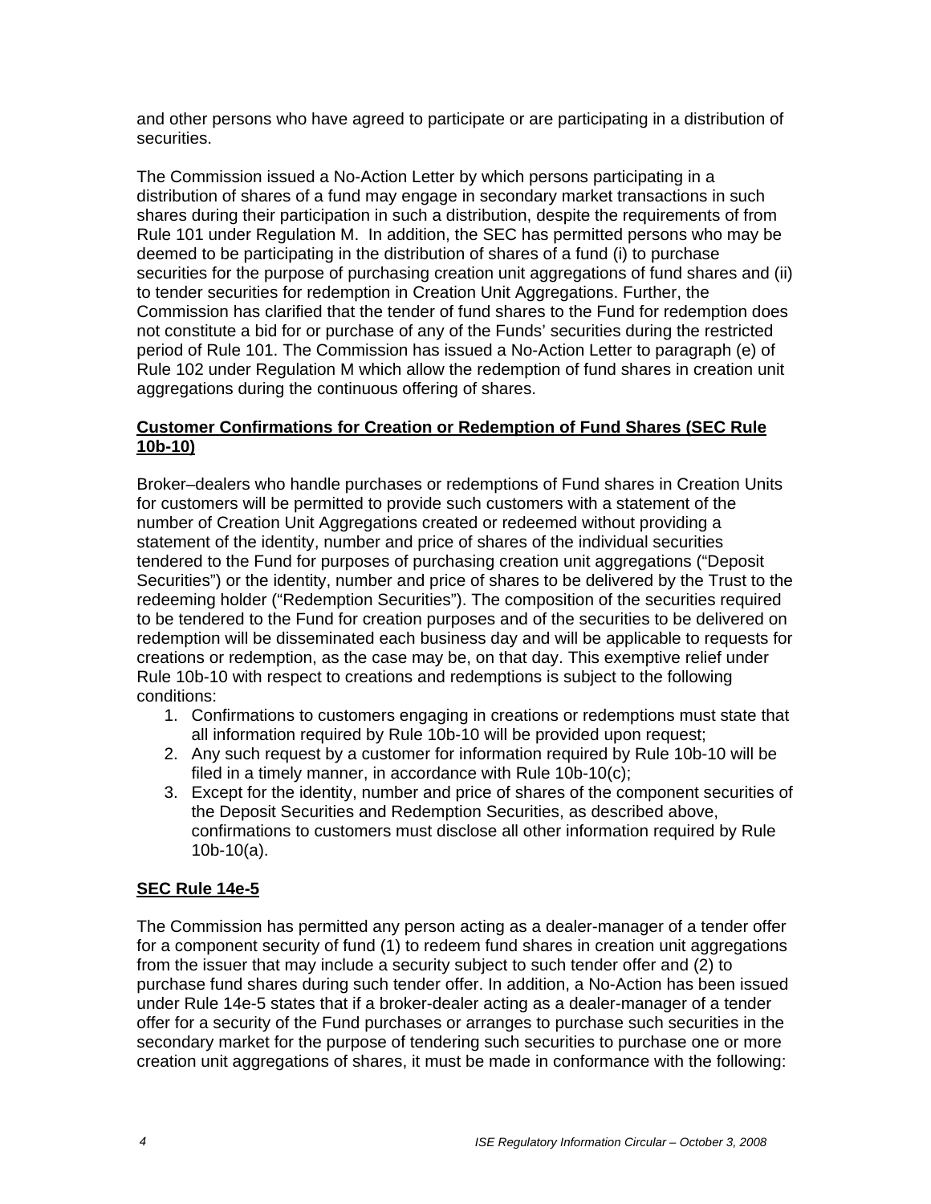and other persons who have agreed to participate or are participating in a distribution of securities.

The Commission issued a No-Action Letter by which persons participating in a distribution of shares of a fund may engage in secondary market transactions in such shares during their participation in such a distribution, despite the requirements of from Rule 101 under Regulation M. In addition, the SEC has permitted persons who may be deemed to be participating in the distribution of shares of a fund (i) to purchase securities for the purpose of purchasing creation unit aggregations of fund shares and (ii) to tender securities for redemption in Creation Unit Aggregations. Further, the Commission has clarified that the tender of fund shares to the Fund for redemption does not constitute a bid for or purchase of any of the Funds' securities during the restricted period of Rule 101. The Commission has issued a No-Action Letter to paragraph (e) of Rule 102 under Regulation M which allow the redemption of fund shares in creation unit aggregations during the continuous offering of shares.

**Customer Confirmations for Creation or Redemption of Fund Shares (SEC Rule 10b-10)**

Broker–dealers who handle purchases or redemptions of Fund shares in Creation Units for customers will be permitted to provide such customers with a statement of the number of Creation Unit Aggregations created or redeemed without providing a statement of the identity, number and price of shares of the individual securities tendered to the Fund for purposes of purchasing creation unit aggregations ("Deposit Securities") or the identity, number and price of shares to be delivered by the Trust to the redeeming holder ("Redemption Securities"). The composition of the securities required to be tendered to the Fund for creation purposes and of the securities to be delivered on redemption will be disseminated each business day and will be applicable to requests for creations or redemption, as the case may be, on that day. This exemptive relief under Rule 10b-10 with respect to creations and redemptions is subject to the following conditions:

1. Confirmations to customers engaging in creations or redemptions must state that all information required by Rule 10b-10 will be provided upon request;
2. Any such request by a customer for information required by Rule 10b-10 will be filed in a timely manner, in accordance with Rule 10b-10(c);
3. Except for the identity, number and price of shares of the component securities of the Deposit Securities and Redemption Securities, as described above, confirmations to customers must disclose all other information required by Rule 10b-10(a).

**SEC Rule 14e-5**

The Commission has permitted any person acting as a dealer-manager of a tender offer for a component security of fund (1) to redeem fund shares in creation unit aggregations from the issuer that may include a security subject to such tender offer and (2) to purchase fund shares during such tender offer. In addition, a No-Action has been issued under Rule 14e-5 states that if a broker-dealer acting as a dealer-manager of a tender offer for a security of the Fund purchases or arranges to purchase such securities in the secondary market for the purpose of tendering such securities to purchase one or more creation unit aggregations of shares, it must be made in conformance with the following: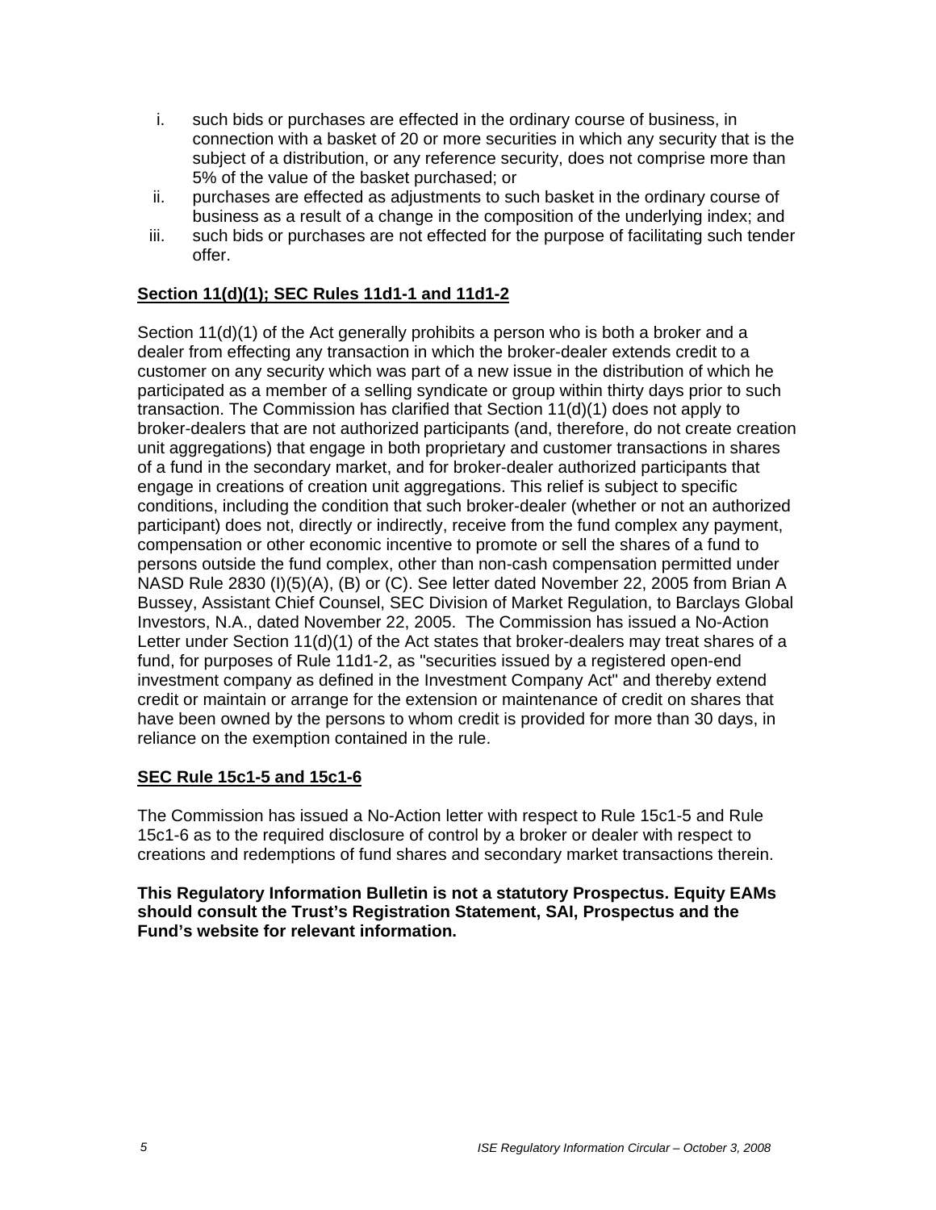i. such bids or purchases are effected in the ordinary course of business, in connection with a basket of 20 or more securities in which any security that is the subject of a distribution, or any reference security, does not comprise more than 5% of the value of the basket purchased; or
ii. purchases are effected as adjustments to such basket in the ordinary course of business as a result of a change in the composition of the underlying index; and
iii. such bids or purchases are not effected for the purpose of facilitating such tender offer.

**Section 11(d)(1); SEC Rules 11d1-1 and 11d1-2**

Section 11(d)(1) of the Act generally prohibits a person who is both a broker and a dealer from effecting any transaction in which the broker-dealer extends credit to a customer on any security which was part of a new issue in the distribution of which he participated as a member of a selling syndicate or group within thirty days prior to such transaction. The Commission has clarified that Section 11(d)(1) does not apply to broker-dealers that are not authorized participants (and, therefore, do not create creation unit aggregations) that engage in both proprietary and customer transactions in shares of a fund in the secondary market, and for broker-dealer authorized participants that engage in creations of creation unit aggregations. This relief is subject to specific conditions, including the condition that such broker-dealer (whether or not an authorized participant) does not, directly or indirectly, receive from the fund complex any payment, compensation or other economic incentive to promote or sell the shares of a fund to persons outside the fund complex, other than non-cash compensation permitted under NASD Rule 2830 (I)(5)(A), (B) or (C). See letter dated November 22, 2005 from Brian A Bussey, Assistant Chief Counsel, SEC Division of Market Regulation, to Barclays Global Investors, N.A., dated November 22, 2005. The Commission has issued a No-Action Letter under Section 11(d)(1) of the Act states that broker-dealers may treat shares of a fund, for purposes of Rule 11d1-2, as "securities issued by a registered open-end investment company as defined in the Investment Company Act" and thereby extend credit or maintain or arrange for the extension or maintenance of credit on shares that have been owned by the persons to whom credit is provided for more than 30 days, in reliance on the exemption contained in the rule.

**SEC Rule 15c1-5 and 15c1-6**

The Commission has issued a No-Action letter with respect to Rule 15c1-5 and Rule 15c1-6 as to the required disclosure of control by a broker or dealer with respect to creations and redemptions of fund shares and secondary market transactions therein.

**This Regulatory Information Bulletin is not a statutory Prospectus. Equity EAMs should consult the Trust's Registration Statement, SAI, Prospectus and the Fund's website for relevant information.**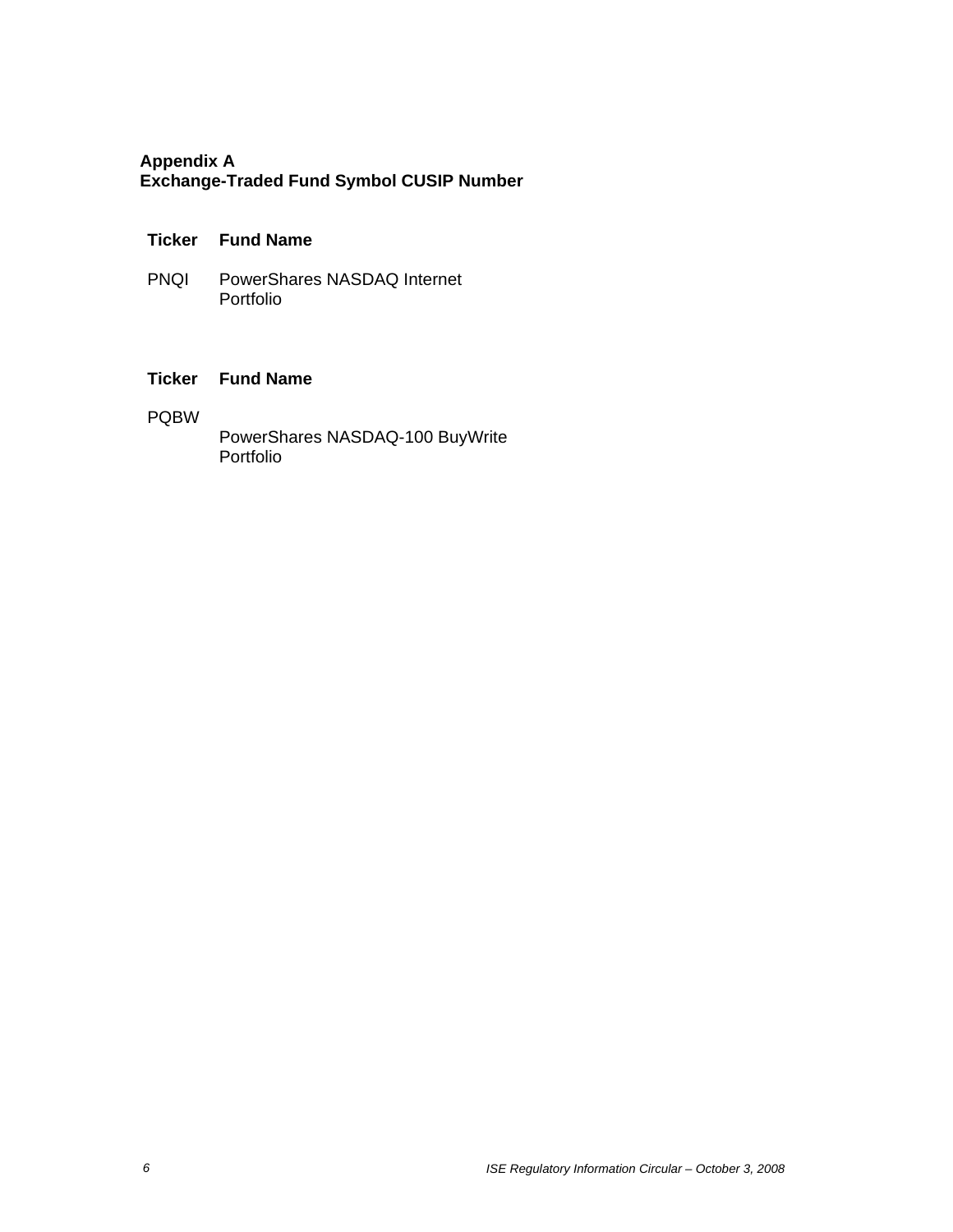**Appendix A**
**Exchange-Traded Fund Symbol CUSIP Number**

| Ticker | Fund Name |
|---|---|
| PNQI | PowerShares NASDAQ Internet Portfolio |

| Ticker | Fund Name |
|---|---|
| PQBW | PowerShares NASDAQ-100 BuyWrite Portfolio |